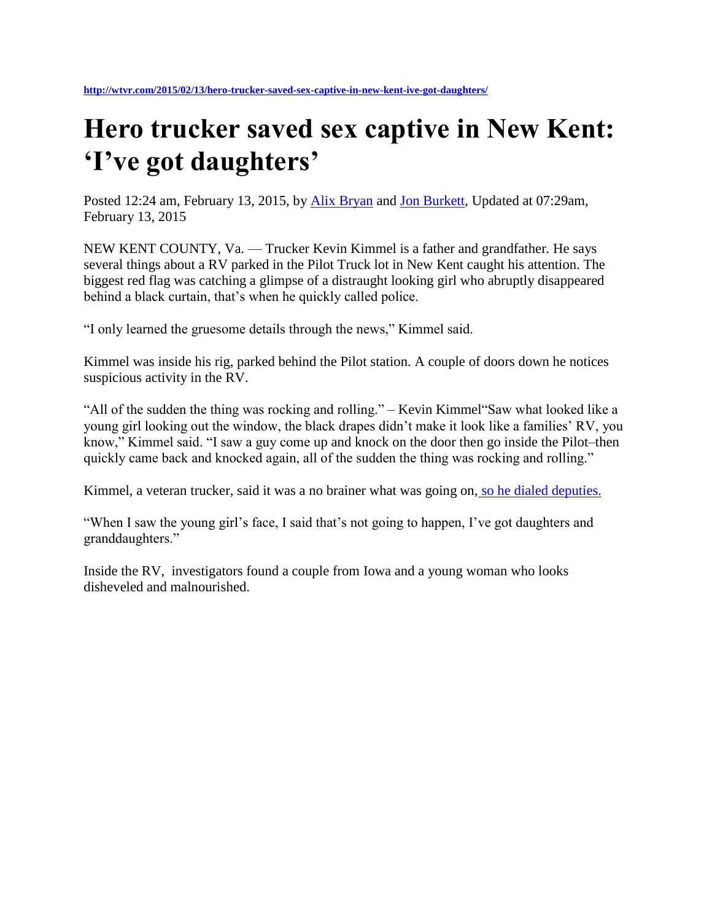http://wtvr.com/2015/02/13/hero-trucker-saved-sex-captive-in-new-kent-ive-got-daughters/

# Hero trucker saved sex captive in New Kent: 'I've got daughters'

Posted 12:24 am, February 13, 2015, by Alix Bryan and Jon Burkett, Updated at 07:29am, February 13, 2015

NEW KENT COUNTY, Va. — Trucker Kevin Kimmel is a father and grandfather. He says several things about a RV parked in the Pilot Truck lot in New Kent caught his attention. The biggest red flag was catching a glimpse of a distraught looking girl who abruptly disappeared behind a black curtain, that's when he quickly called police.

"I only learned the gruesome details through the news," Kimmel said.

Kimmel was inside his rig, parked behind the Pilot station. A couple of doors down he notices suspicious activity in the RV.

"All of the sudden the thing was rocking and rolling." – Kevin Kimmel"Saw what looked like a young girl looking out the window, the black drapes didn't make it look like a families' RV, you know," Kimmel said. "I saw a guy come up and knock on the door then go inside the Pilot–then quickly came back and knocked again, all of the sudden the thing was rocking and rolling."

Kimmel, a veteran trucker, said it was a no brainer what was going on, so he dialed deputies.

"When I saw the young girl's face, I said that's not going to happen, I've got daughters and granddaughters."

Inside the RV, investigators found a couple from Iowa and a young woman who looks disheveled and malnourished.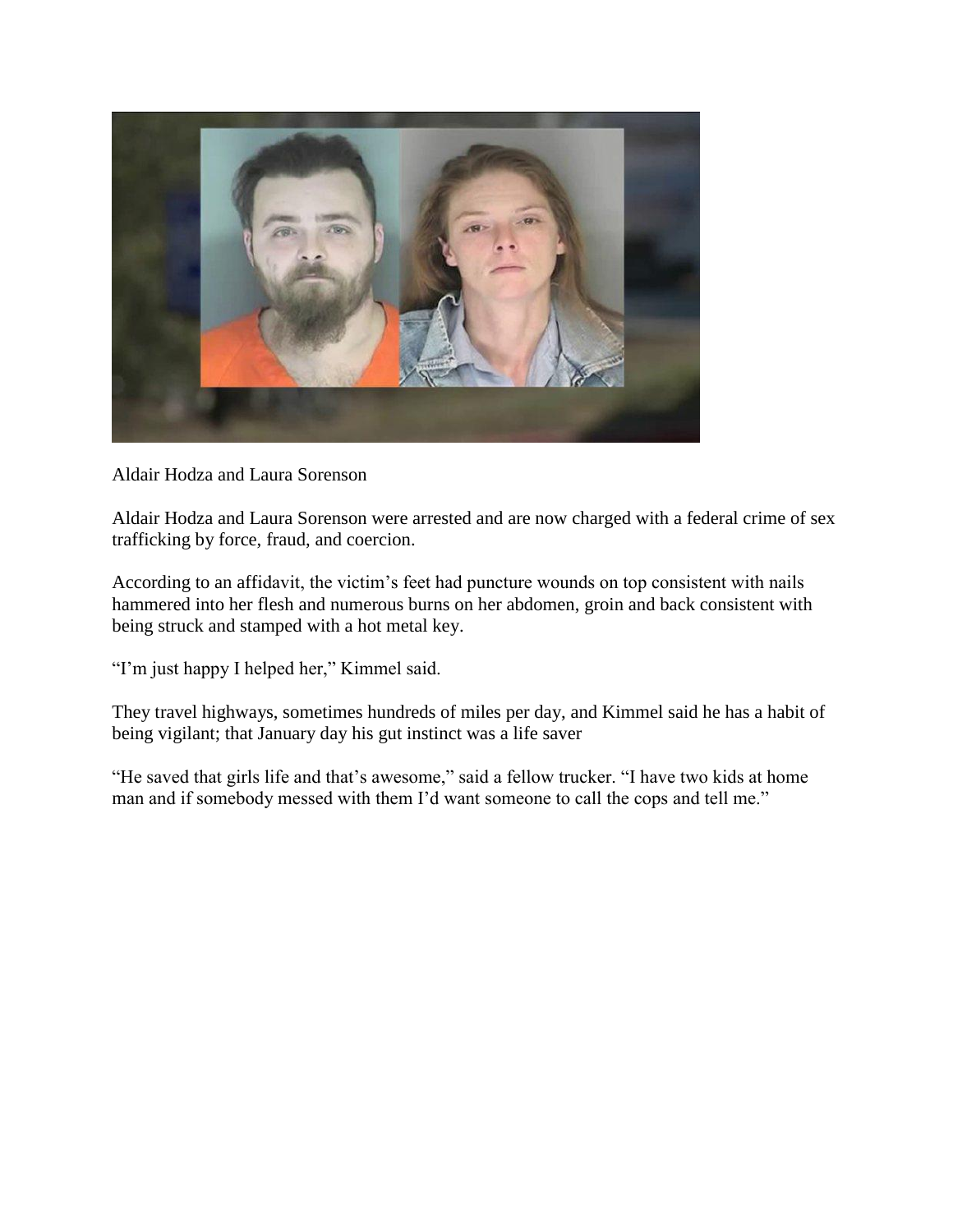Aldair Hodza and Laura Sorenson

Aldair Hodza and Laura Sorenson were arrested and are now charged with a federal crime of sex trafficking by force, fraud, and coercion.

According to an affidavit, the victim's feet had puncture wounds on top consistent with nails hammered into her flesh and numerous burns on her abdomen, groin and back consistent with being struck and stamped with a hot metal key.

"I'm just happy I helped her," Kimmel said.

They travel highways, sometimes hundreds of miles per day, and Kimmel said he has a habit of being vigilant; that January day his gut instinct was a life saver

"He saved that girls life and that's awesome," said a fellow trucker. "I have two kids at home man and if somebody messed with them I'd want someone to call the cops and tell me."